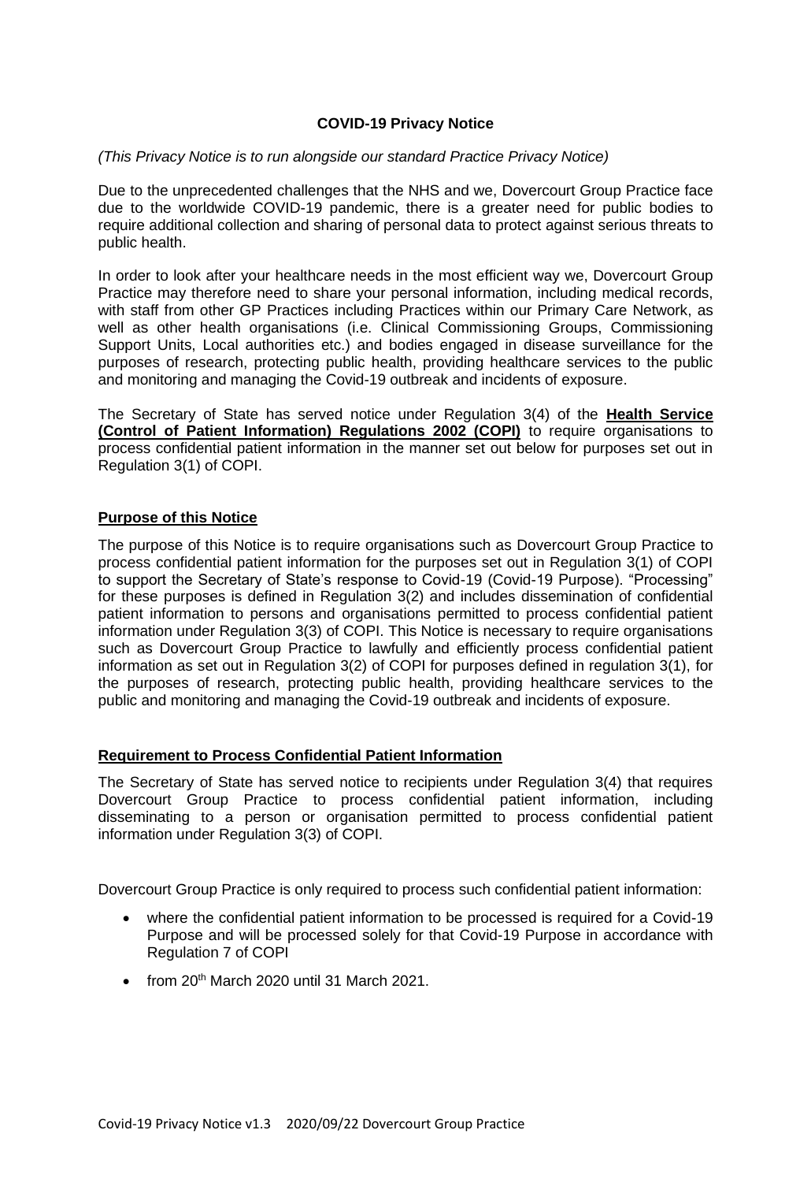# COVID-19 Privacy Notice

*(This Privacy Notice is to run alongside our standard Practice Privacy Notice)*

Due to the unprecedented challenges that the NHS and we, Dovercourt Group Practice face due to the worldwide COVID-19 pandemic, there is a greater need for public bodies to require additional collection and sharing of personal data to protect against serious threats to public health.

In order to look after your healthcare needs in the most efficient way we, Dovercourt Group Practice may therefore need to share your personal information, including medical records, with staff from other GP Practices including Practices within our Primary Care Network, as well as other health organisations (i.e. Clinical Commissioning Groups, Commissioning Support Units, Local authorities etc.) and bodies engaged in disease surveillance for the purposes of research, protecting public health, providing healthcare services to the public and monitoring and managing the Covid-19 outbreak and incidents of exposure.

The Secretary of State has served notice under Regulation 3(4) of the **Health Service (Control of Patient Information) Regulations 2002 (COPI)** to require organisations to process confidential patient information in the manner set out below for purposes set out in Regulation 3(1) of COPI.

## Purpose of this Notice

The purpose of this Notice is to require organisations such as Dovercourt Group Practice to process confidential patient information for the purposes set out in Regulation 3(1) of COPI to support the Secretary of State's response to Covid-19 (Covid-19 Purpose). "Processing" for these purposes is defined in Regulation 3(2) and includes dissemination of confidential patient information to persons and organisations permitted to process confidential patient information under Regulation 3(3) of COPI. This Notice is necessary to require organisations such as Dovercourt Group Practice to lawfully and efficiently process confidential patient information as set out in Regulation 3(2) of COPI for purposes defined in regulation 3(1), for the purposes of research, protecting public health, providing healthcare services to the public and monitoring and managing the Covid-19 outbreak and incidents of exposure.

## Requirement to Process Confidential Patient Information

The Secretary of State has served notice to recipients under Regulation 3(4) that requires Dovercourt Group Practice to process confidential patient information, including disseminating to a person or organisation permitted to process confidential patient information under Regulation 3(3) of COPI.

Dovercourt Group Practice is only required to process such confidential patient information:

- where the confidential patient information to be processed is required for a Covid-19 Purpose and will be processed solely for that Covid-19 Purpose in accordance with Regulation 7 of COPI
- from 20th March 2020 until 31 March 2021.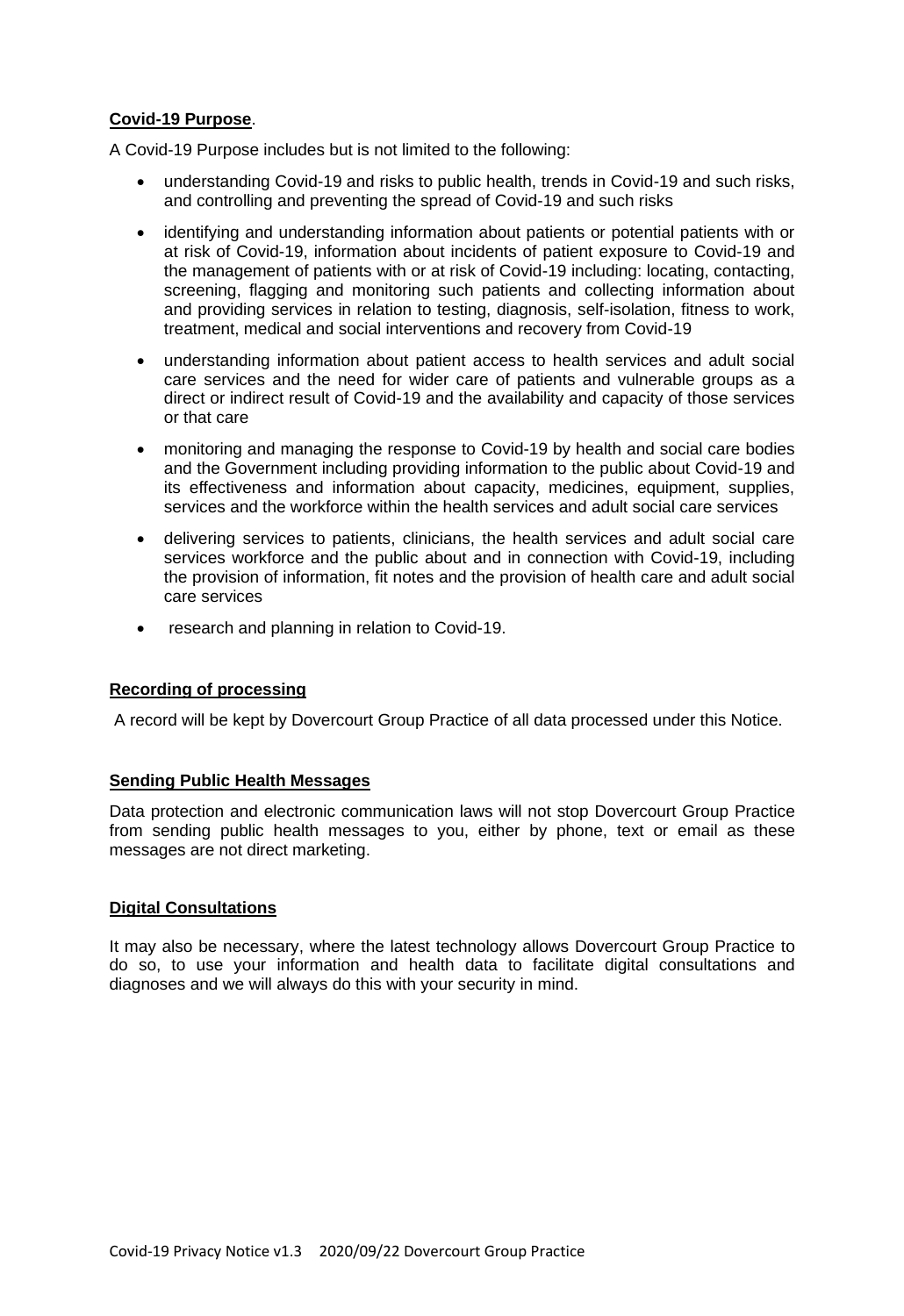**Covid-19 Purpose**.

A Covid-19 Purpose includes but is not limited to the following:

- understanding Covid-19 and risks to public health, trends in Covid-19 and such risks, and controlling and preventing the spread of Covid-19 and such risks
- identifying and understanding information about patients or potential patients with or at risk of Covid-19, information about incidents of patient exposure to Covid-19 and the management of patients with or at risk of Covid-19 including: locating, contacting, screening, flagging and monitoring such patients and collecting information about and providing services in relation to testing, diagnosis, self-isolation, fitness to work, treatment, medical and social interventions and recovery from Covid-19
- understanding information about patient access to health services and adult social care services and the need for wider care of patients and vulnerable groups as a direct or indirect result of Covid-19 and the availability and capacity of those services or that care
- monitoring and managing the response to Covid-19 by health and social care bodies and the Government including providing information to the public about Covid-19 and its effectiveness and information about capacity, medicines, equipment, supplies, services and the workforce within the health services and adult social care services
- delivering services to patients, clinicians, the health services and adult social care services workforce and the public about and in connection with Covid-19, including the provision of information, fit notes and the provision of health care and adult social care services
- research and planning in relation to Covid-19.

**Recording of processing**

A record will be kept by Dovercourt Group Practice of all data processed under this Notice.

**Sending Public Health Messages**

Data protection and electronic communication laws will not stop Dovercourt Group Practice from sending public health messages to you, either by phone, text or email as these messages are not direct marketing.

**Digital Consultations**

It may also be necessary, where the latest technology allows Dovercourt Group Practice to do so, to use your information and health data to facilitate digital consultations and diagnoses and we will always do this with your security in mind.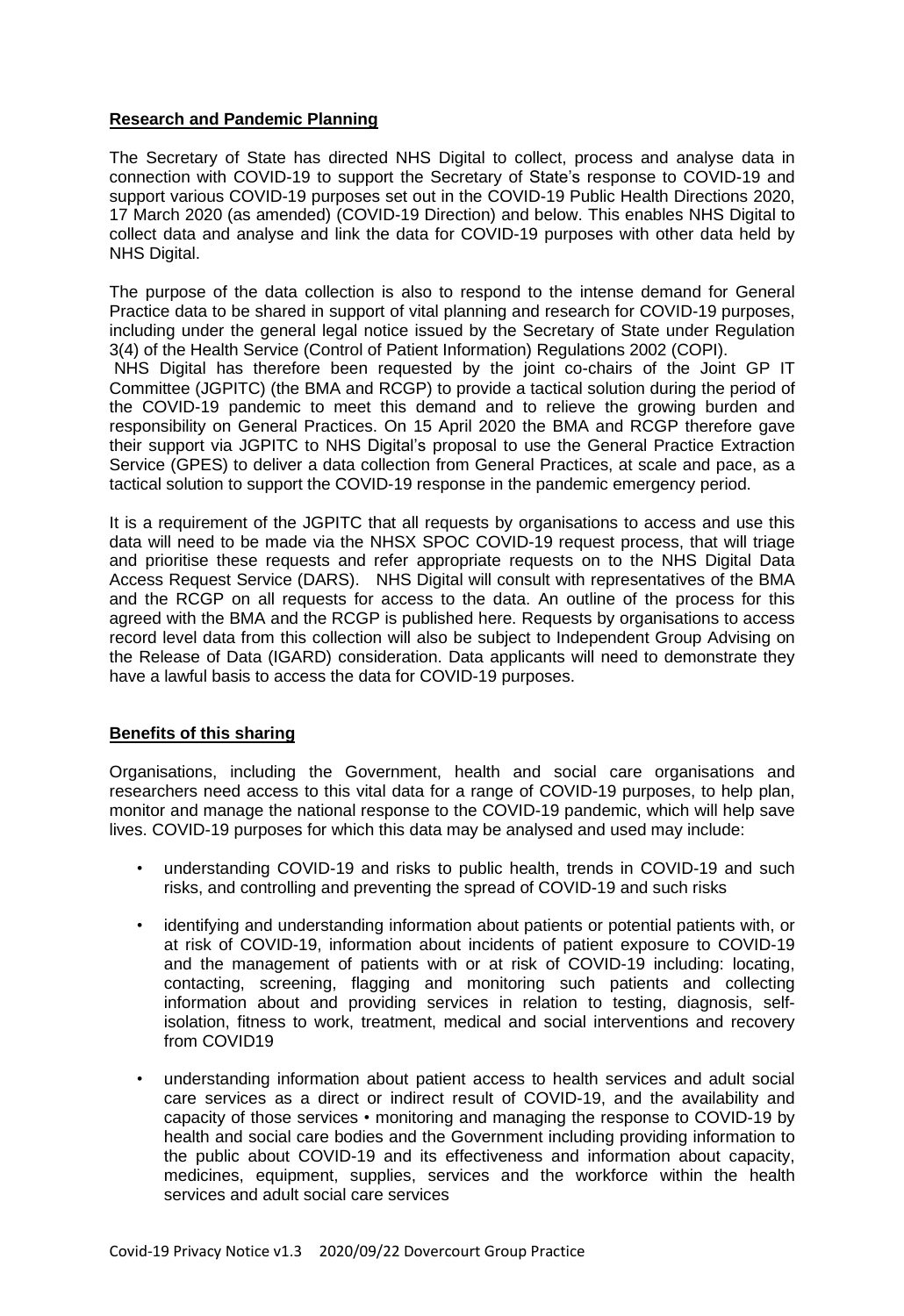**Research and Pandemic Planning**

The Secretary of State has directed NHS Digital to collect, process and analyse data in connection with COVID-19 to support the Secretary of State's response to COVID-19 and support various COVID-19 purposes set out in the COVID-19 Public Health Directions 2020, 17 March 2020 (as amended) (COVID-19 Direction) and below. This enables NHS Digital to collect data and analyse and link the data for COVID-19 purposes with other data held by NHS Digital.

The purpose of the data collection is also to respond to the intense demand for General Practice data to be shared in support of vital planning and research for COVID-19 purposes, including under the general legal notice issued by the Secretary of State under Regulation 3(4) of the Health Service (Control of Patient Information) Regulations 2002 (COPI).
NHS Digital has therefore been requested by the joint co-chairs of the Joint GP IT Committee (JGPITC) (the BMA and RCGP) to provide a tactical solution during the period of the COVID-19 pandemic to meet this demand and to relieve the growing burden and responsibility on General Practices. On 15 April 2020 the BMA and RCGP therefore gave their support via JGPITC to NHS Digital's proposal to use the General Practice Extraction Service (GPES) to deliver a data collection from General Practices, at scale and pace, as a tactical solution to support the COVID-19 response in the pandemic emergency period.

It is a requirement of the JGPITC that all requests by organisations to access and use this data will need to be made via the NHSX SPOC COVID-19 request process, that will triage and prioritise these requests and refer appropriate requests on to the NHS Digital Data Access Request Service (DARS). NHS Digital will consult with representatives of the BMA and the RCGP on all requests for access to the data. An outline of the process for this agreed with the BMA and the RCGP is published here. Requests by organisations to access record level data from this collection will also be subject to Independent Group Advising on the Release of Data (IGARD) consideration. Data applicants will need to demonstrate they have a lawful basis to access the data for COVID-19 purposes.

**Benefits of this sharing**

Organisations, including the Government, health and social care organisations and researchers need access to this vital data for a range of COVID-19 purposes, to help plan, monitor and manage the national response to the COVID-19 pandemic, which will help save lives. COVID-19 purposes for which this data may be analysed and used may include:

- understanding COVID-19 and risks to public health, trends in COVID-19 and such risks, and controlling and preventing the spread of COVID-19 and such risks
- identifying and understanding information about patients or potential patients with, or at risk of COVID-19, information about incidents of patient exposure to COVID-19 and the management of patients with or at risk of COVID-19 including: locating, contacting, screening, flagging and monitoring such patients and collecting information about and providing services in relation to testing, diagnosis, self-isolation, fitness to work, treatment, medical and social interventions and recovery from COVID19
- understanding information about patient access to health services and adult social care services as a direct or indirect result of COVID-19, and the availability and capacity of those services • monitoring and managing the response to COVID-19 by health and social care bodies and the Government including providing information to the public about COVID-19 and its effectiveness and information about capacity, medicines, equipment, supplies, services and the workforce within the health services and adult social care services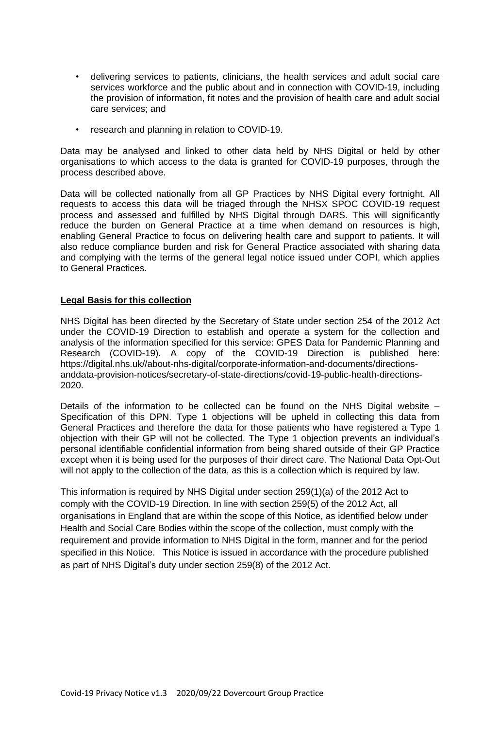- delivering services to patients, clinicians, the health services and adult social care services workforce and the public about and in connection with COVID-19, including the provision of information, fit notes and the provision of health care and adult social care services; and
- research and planning in relation to COVID-19.

Data may be analysed and linked to other data held by NHS Digital or held by other organisations to which access to the data is granted for COVID-19 purposes, through the process described above.

Data will be collected nationally from all GP Practices by NHS Digital every fortnight. All requests to access this data will be triaged through the NHSX SPOC COVID-19 request process and assessed and fulfilled by NHS Digital through DARS. This will significantly reduce the burden on General Practice at a time when demand on resources is high, enabling General Practice to focus on delivering health care and support to patients. It will also reduce compliance burden and risk for General Practice associated with sharing data and complying with the terms of the general legal notice issued under COPI, which applies to General Practices.

**Legal Basis for this collection**

NHS Digital has been directed by the Secretary of State under section 254 of the 2012 Act under the COVID-19 Direction to establish and operate a system for the collection and analysis of the information specified for this service: GPES Data for Pandemic Planning and Research (COVID-19). A copy of the COVID-19 Direction is published here: https://digital.nhs.uk//about-nhs-digital/corporate-information-and-documents/directions-anddata-provision-notices/secretary-of-state-directions/covid-19-public-health-directions-2020.

Details of the information to be collected can be found on the NHS Digital website – Specification of this DPN. Type 1 objections will be upheld in collecting this data from General Practices and therefore the data for those patients who have registered a Type 1 objection with their GP will not be collected. The Type 1 objection prevents an individual's personal identifiable confidential information from being shared outside of their GP Practice except when it is being used for the purposes of their direct care. The National Data Opt-Out will not apply to the collection of the data, as this is a collection which is required by law.

This information is required by NHS Digital under section 259(1)(a) of the 2012 Act to comply with the COVID-19 Direction. In line with section 259(5) of the 2012 Act, all organisations in England that are within the scope of this Notice, as identified below under Health and Social Care Bodies within the scope of the collection, must comply with the requirement and provide information to NHS Digital in the form, manner and for the period specified in this Notice. This Notice is issued in accordance with the procedure published as part of NHS Digital's duty under section 259(8) of the 2012 Act.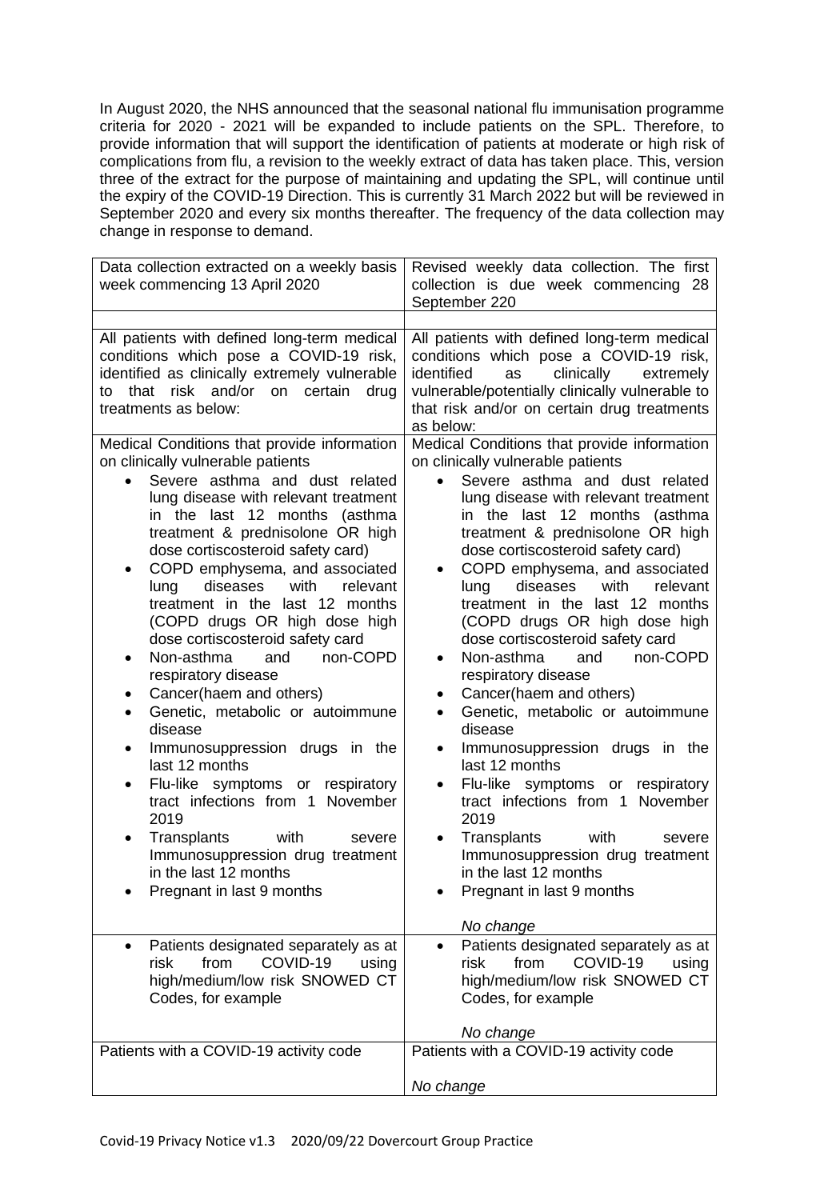In August 2020, the NHS announced that the seasonal national flu immunisation programme criteria for 2020 - 2021 will be expanded to include patients on the SPL. Therefore, to provide information that will support the identification of patients at moderate or high risk of complications from flu, a revision to the weekly extract of data has taken place. This, version three of the extract for the purpose of maintaining and updating the SPL, will continue until the expiry of the COVID-19 Direction. This is currently 31 March 2022 but will be reviewed in September 2020 and every six months thereafter. The frequency of the data collection may change in response to demand.

| Data collection extracted on a weekly basis week commencing 13 April 2020 | Revised weekly data collection. The first collection is due week commencing 28 September 220 |
|---|---|
| | |
| All patients with defined long-term medical conditions which pose a COVID-19 risk, identified as clinically extremely vulnerable to that risk and/or on certain drug treatments as below: | All patients with defined long-term medical conditions which pose a COVID-19 risk, identified as clinically extremely vulnerable/potentially clinically vulnerable to that risk and/or on certain drug treatments as below: |
| Medical Conditions that provide information on clinically vulnerable patients<br>• Severe asthma and dust related lung disease with relevant treatment in the last 12 months (asthma treatment & prednisolone OR high dose cortiscosteroid safety card)<br>• COPD emphysema, and associated lung diseases with relevant treatment in the last 12 months (COPD drugs OR high dose high dose cortiscosteroid safety card<br>• Non-asthma and non-COPD respiratory disease<br>• Cancer(haem and others)<br>• Genetic, metabolic or autoimmune disease<br>• Immunosuppression drugs in the last 12 months<br>• Flu-like symptoms or respiratory tract infections from 1 November 2019<br>• Transplants with severe Immunosuppression drug treatment in the last 12 months<br>• Pregnant in last 9 months | Medical Conditions that provide information on clinically vulnerable patients<br>• Severe asthma and dust related lung disease with relevant treatment in the last 12 months (asthma treatment & prednisolone OR high dose cortiscosteroid safety card)<br>• COPD emphysema, and associated lung diseases with relevant treatment in the last 12 months (COPD drugs OR high dose high dose cortiscosteroid safety card<br>• Non-asthma and non-COPD respiratory disease<br>• Cancer(haem and others)<br>• Genetic, metabolic or autoimmune disease<br>• Immunosuppression drugs in the last 12 months<br>• Flu-like symptoms or respiratory tract infections from 1 November 2019<br>• Transplants with severe Immunosuppression drug treatment in the last 12 months<br>• Pregnant in last 9 months<br><br>*No change* |
| • Patients designated separately as at risk from COVID-19 using high/medium/low risk SNOWED CT Codes, for example | • Patients designated separately as at risk from COVID-19 using high/medium/low risk SNOWED CT Codes, for example<br><br>*No change* |
| Patients with a COVID-19 activity code | Patients with a COVID-19 activity code<br><br>*No change* |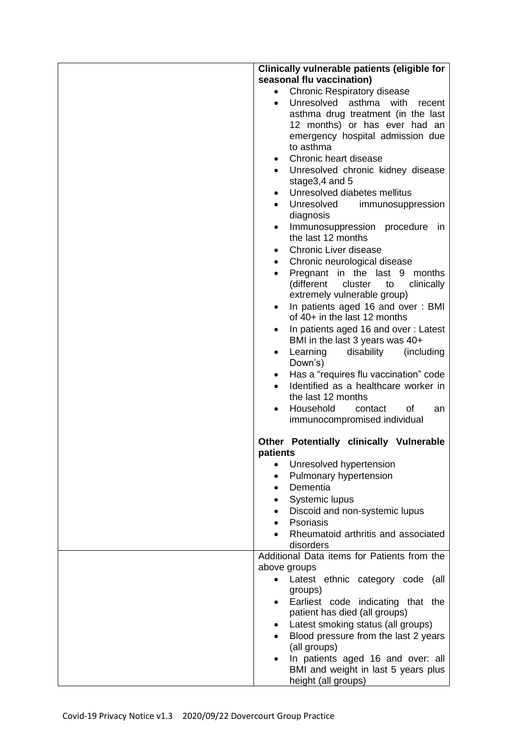| | |
|---|---|
| | **Clinically vulnerable patients (eligible for seasonal flu vaccination)**<br>• Chronic Respiratory disease<br>• Unresolved asthma with recent asthma drug treatment (in the last 12 months) or has ever had an emergency hospital admission due to asthma<br>• Chronic heart disease<br>• Unresolved chronic kidney disease stage3,4 and 5<br>• Unresolved diabetes mellitus<br>• Unresolved immunosuppression diagnosis<br>• Immunosuppression procedure in the last 12 months<br>• Chronic Liver disease<br>• Chronic neurological disease<br>• Pregnant in the last 9 months (different cluster to clinically extremely vulnerable group)<br>• In patients aged 16 and over : BMI of 40+ in the last 12 months<br>• In patients aged 16 and over : Latest BMI in the last 3 years was 40+<br>• Learning disability (including Down's)<br>• Has a "requires flu vaccination" code<br>• Identified as a healthcare worker in the last 12 months<br>• Household contact of an immunocompromised individual<br><br>**Other Potentially clinically Vulnerable patients**<br>• Unresolved hypertension<br>• Pulmonary hypertension<br>• Dementia<br>• Systemic lupus<br>• Discoid and non-systemic lupus<br>• Psoriasis<br>• Rheumatoid arthritis and associated disorders |
| | Additional Data items for Patients from the above groups<br>• Latest ethnic category code (all groups)<br>• Earliest code indicating that the patient has died (all groups)<br>• Latest smoking status (all groups)<br>• Blood pressure from the last 2 years (all groups)<br>• In patients aged 16 and over: all BMI and weight in last 5 years plus height (all groups) |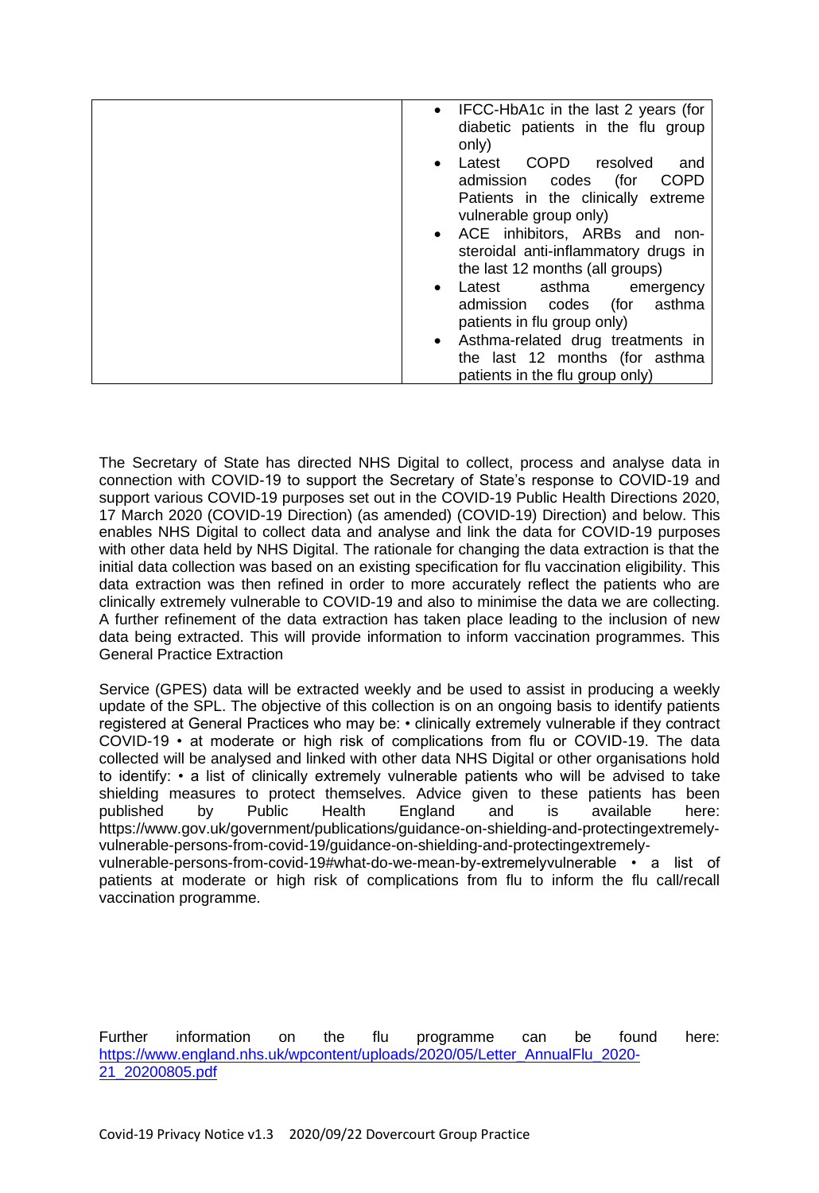| | |
|---|---|
| | • IFCC-HbA1c in the last 2 years (for diabetic patients in the flu group only)<br>• Latest COPD resolved and admission codes (for COPD Patients in the clinically extreme vulnerable group only)<br>• ACE inhibitors, ARBs and non-steroidal anti-inflammatory drugs in the last 12 months (all groups)<br>• Latest asthma emergency admission codes (for asthma patients in flu group only)<br>• Asthma-related drug treatments in the last 12 months (for asthma patients in the flu group only) |

The Secretary of State has directed NHS Digital to collect, process and analyse data in connection with COVID-19 to support the Secretary of State's response to COVID-19 and support various COVID-19 purposes set out in the COVID-19 Public Health Directions 2020, 17 March 2020 (COVID-19 Direction) (as amended) (COVID-19) Direction) and below. This enables NHS Digital to collect data and analyse and link the data for COVID-19 purposes with other data held by NHS Digital. The rationale for changing the data extraction is that the initial data collection was based on an existing specification for flu vaccination eligibility. This data extraction was then refined in order to more accurately reflect the patients who are clinically extremely vulnerable to COVID-19 and also to minimise the data we are collecting. A further refinement of the data extraction has taken place leading to the inclusion of new data being extracted. This will provide information to inform vaccination programmes. This General Practice Extraction

Service (GPES) data will be extracted weekly and be used to assist in producing a weekly update of the SPL. The objective of this collection is on an ongoing basis to identify patients registered at General Practices who may be: • clinically extremely vulnerable if they contract COVID-19 • at moderate or high risk of complications from flu or COVID-19. The data collected will be analysed and linked with other data NHS Digital or other organisations hold to identify: • a list of clinically extremely vulnerable patients who will be advised to take shielding measures to protect themselves. Advice given to these patients has been published by Public Health England and is available here: https://www.gov.uk/government/publications/guidance-on-shielding-and-protectingextremely-vulnerable-persons-from-covid-19/guidance-on-shielding-and-protectingextremely-vulnerable-persons-from-covid-19#what-do-we-mean-by-extremelyvulnerable • a list of patients at moderate or high risk of complications from flu to inform the flu call/recall vaccination programme.

Further information on the flu programme can be found here: [https://www.england.nhs.uk/wpcontent/uploads/2020/05/Letter_AnnualFlu_2020-21_20200805.pdf](https://www.england.nhs.uk/wpcontent/uploads/2020/05/Letter_AnnualFlu_2020-21_20200805.pdf)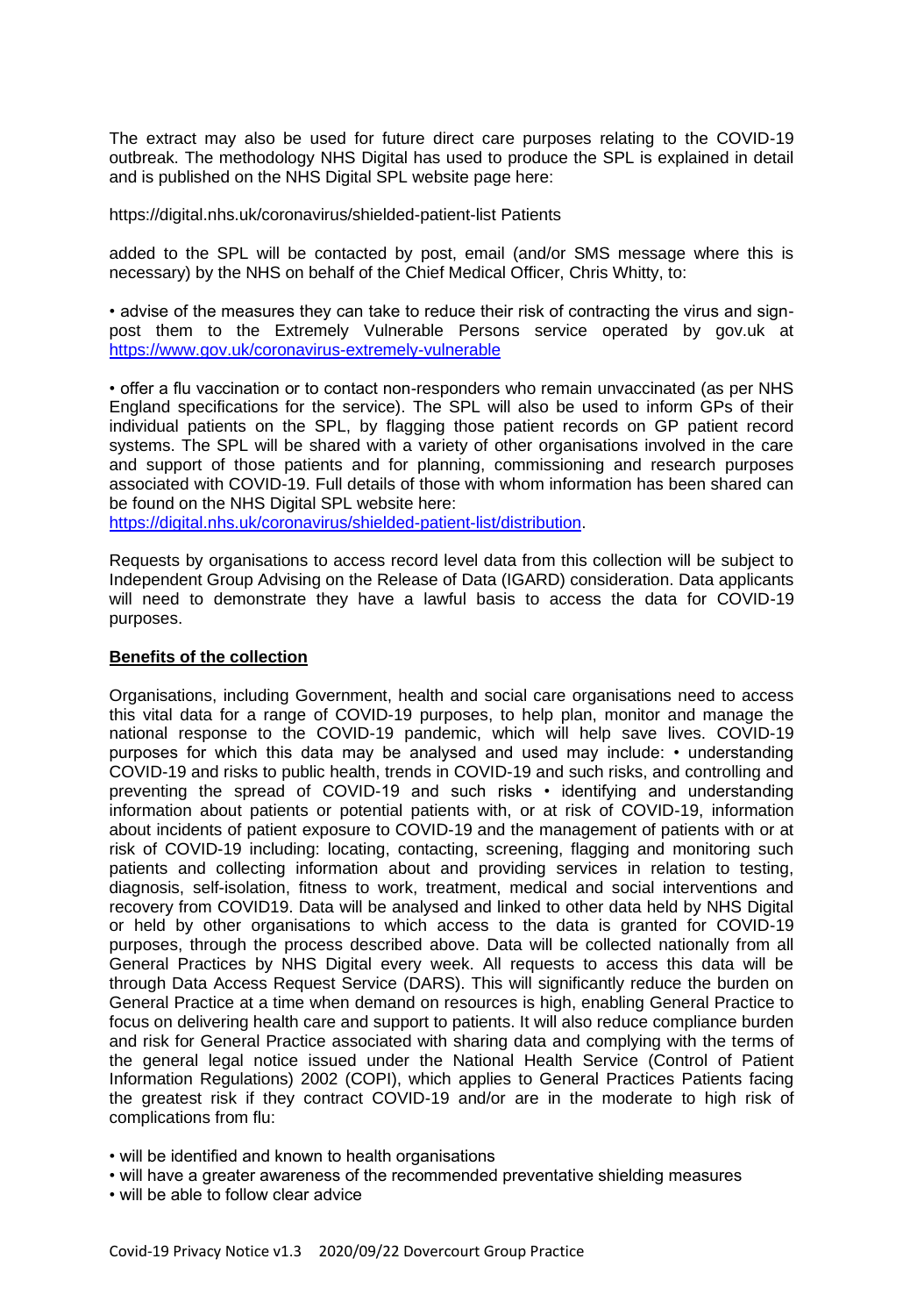The extract may also be used for future direct care purposes relating to the COVID-19 outbreak. The methodology NHS Digital has used to produce the SPL is explained in detail and is published on the NHS Digital SPL website page here:

https://digital.nhs.uk/coronavirus/shielded-patient-list Patients

added to the SPL will be contacted by post, email (and/or SMS message where this is necessary) by the NHS on behalf of the Chief Medical Officer, Chris Whitty, to:

• advise of the measures they can take to reduce their risk of contracting the virus and sign-post them to the Extremely Vulnerable Persons service operated by gov.uk at https://www.gov.uk/coronavirus-extremely-vulnerable

• offer a flu vaccination or to contact non-responders who remain unvaccinated (as per NHS England specifications for the service). The SPL will also be used to inform GPs of their individual patients on the SPL, by flagging those patient records on GP patient record systems. The SPL will be shared with a variety of other organisations involved in the care and support of those patients and for planning, commissioning and research purposes associated with COVID-19. Full details of those with whom information has been shared can be found on the NHS Digital SPL website here: https://digital.nhs.uk/coronavirus/shielded-patient-list/distribution.

Requests by organisations to access record level data from this collection will be subject to Independent Group Advising on the Release of Data (IGARD) consideration. Data applicants will need to demonstrate they have a lawful basis to access the data for COVID-19 purposes.

**Benefits of the collection**

Organisations, including Government, health and social care organisations need to access this vital data for a range of COVID-19 purposes, to help plan, monitor and manage the national response to the COVID-19 pandemic, which will help save lives. COVID-19 purposes for which this data may be analysed and used may include: • understanding COVID-19 and risks to public health, trends in COVID-19 and such risks, and controlling and preventing the spread of COVID-19 and such risks • identifying and understanding information about patients or potential patients with, or at risk of COVID-19, information about incidents of patient exposure to COVID-19 and the management of patients with or at risk of COVID-19 including: locating, contacting, screening, flagging and monitoring such patients and collecting information about and providing services in relation to testing, diagnosis, self-isolation, fitness to work, treatment, medical and social interventions and recovery from COVID19. Data will be analysed and linked to other data held by NHS Digital or held by other organisations to which access to the data is granted for COVID-19 purposes, through the process described above. Data will be collected nationally from all General Practices by NHS Digital every week. All requests to access this data will be through Data Access Request Service (DARS). This will significantly reduce the burden on General Practice at a time when demand on resources is high, enabling General Practice to focus on delivering health care and support to patients. It will also reduce compliance burden and risk for General Practice associated with sharing data and complying with the terms of the general legal notice issued under the National Health Service (Control of Patient Information Regulations) 2002 (COPI), which applies to General Practices Patients facing the greatest risk if they contract COVID-19 and/or are in the moderate to high risk of complications from flu:

- will be identified and known to health organisations
- will have a greater awareness of the recommended preventative shielding measures
- will be able to follow clear advice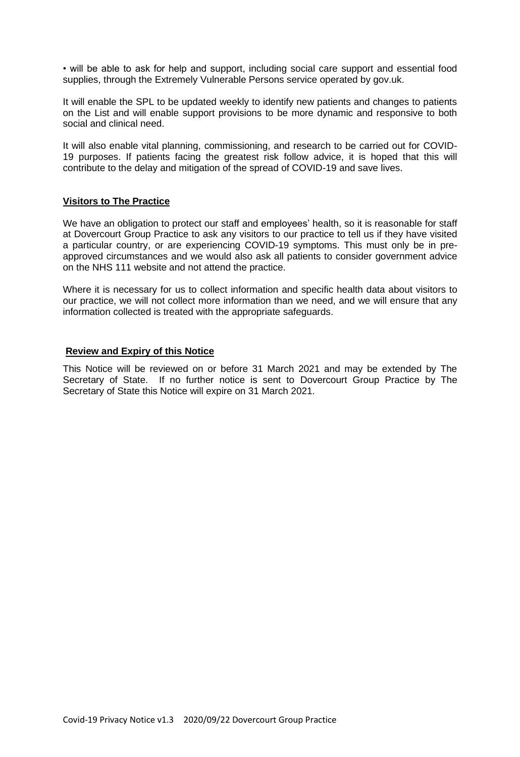• will be able to ask for help and support, including social care support and essential food supplies, through the Extremely Vulnerable Persons service operated by gov.uk.

It will enable the SPL to be updated weekly to identify new patients and changes to patients on the List and will enable support provisions to be more dynamic and responsive to both social and clinical need.

It will also enable vital planning, commissioning, and research to be carried out for COVID-19 purposes. If patients facing the greatest risk follow advice, it is hoped that this will contribute to the delay and mitigation of the spread of COVID-19 and save lives.

## Visitors to The Practice

We have an obligation to protect our staff and employees' health, so it is reasonable for staff at Dovercourt Group Practice to ask any visitors to our practice to tell us if they have visited a particular country, or are experiencing COVID-19 symptoms. This must only be in pre-approved circumstances and we would also ask all patients to consider government advice on the NHS 111 website and not attend the practice.

Where it is necessary for us to collect information and specific health data about visitors to our practice, we will not collect more information than we need, and we will ensure that any information collected is treated with the appropriate safeguards.

## Review and Expiry of this Notice

This Notice will be reviewed on or before 31 March 2021 and may be extended by The Secretary of State. If no further notice is sent to Dovercourt Group Practice by The Secretary of State this Notice will expire on 31 March 2021.